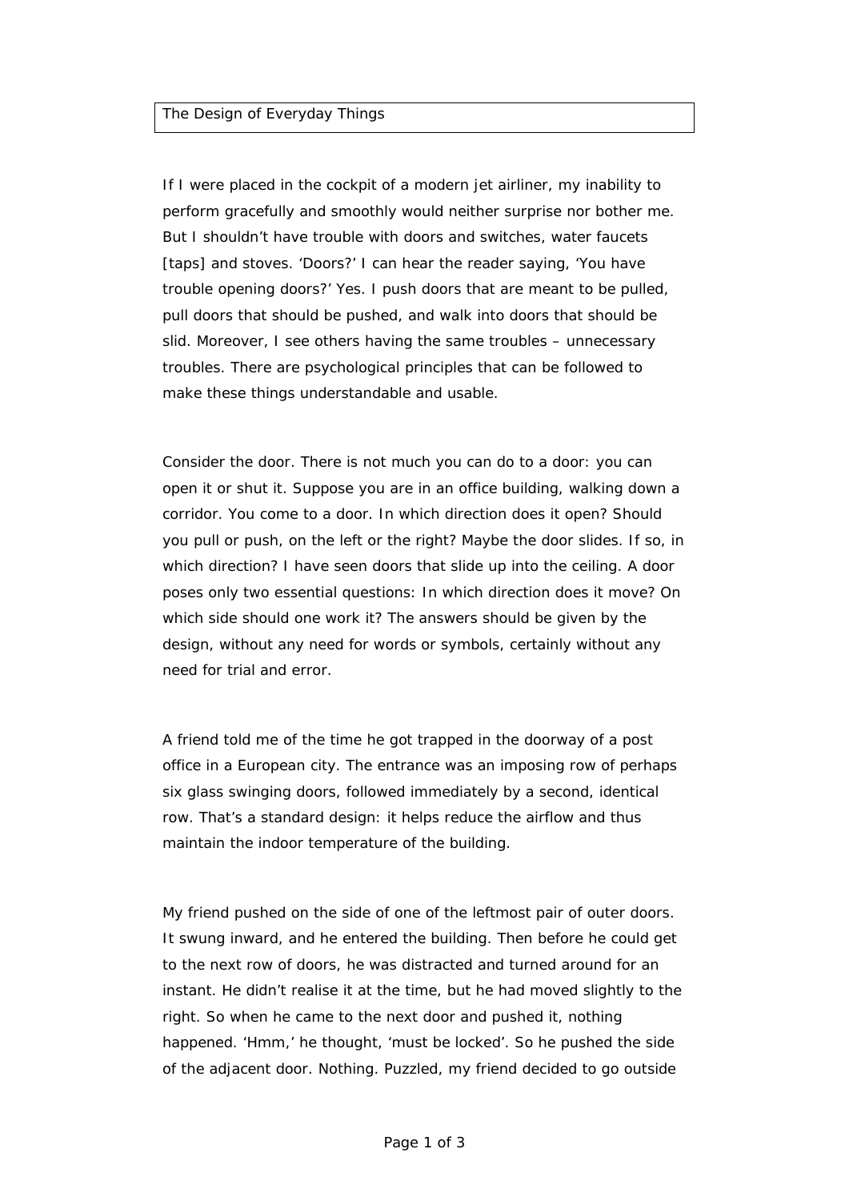# The Design of Everyday Things

If I were placed in the cockpit of a modern jet airliner, my inability to perform gracefully and smoothly would neither surprise nor bother me. But I shouldn't have trouble with doors and switches, water faucets [taps] and stoves. 'Doors?' I can hear the reader saying, 'You have trouble opening doors?' Yes. I push doors that are meant to be pulled, pull doors that should be pushed, and walk into doors that should be slid. Moreover, I see others having the same troubles – unnecessary troubles. There are psychological principles that can be followed to make these things understandable and usable.

Consider the door. There is not much you can do to a door: you can open it or shut it. Suppose you are in an office building, walking down a corridor. You come to a door. In which direction does it open? Should you pull or push, on the left or the right? Maybe the door slides. If so, in which direction? I have seen doors that slide up into the ceiling. A door poses only two essential questions: In which direction does it move? On which side should one work it? The answers should be given by the design, without any need for words or symbols, certainly without any need for trial and error.

A friend told me of the time he got trapped in the doorway of a post office in a European city. The entrance was an imposing row of perhaps six glass swinging doors, followed immediately by a second, identical row. That's a standard design: it helps reduce the airflow and thus maintain the indoor temperature of the building.

My friend pushed on the side of one of the leftmost pair of outer doors. It swung inward, and he entered the building. Then before he could get to the next row of doors, he was distracted and turned around for an instant. He didn't realise it at the time, but he had moved slightly to the right. So when he came to the next door and pushed it, nothing happened. 'Hmm,' he thought, 'must be locked'. So he pushed the side of the adjacent door. Nothing. Puzzled, my friend decided to go outside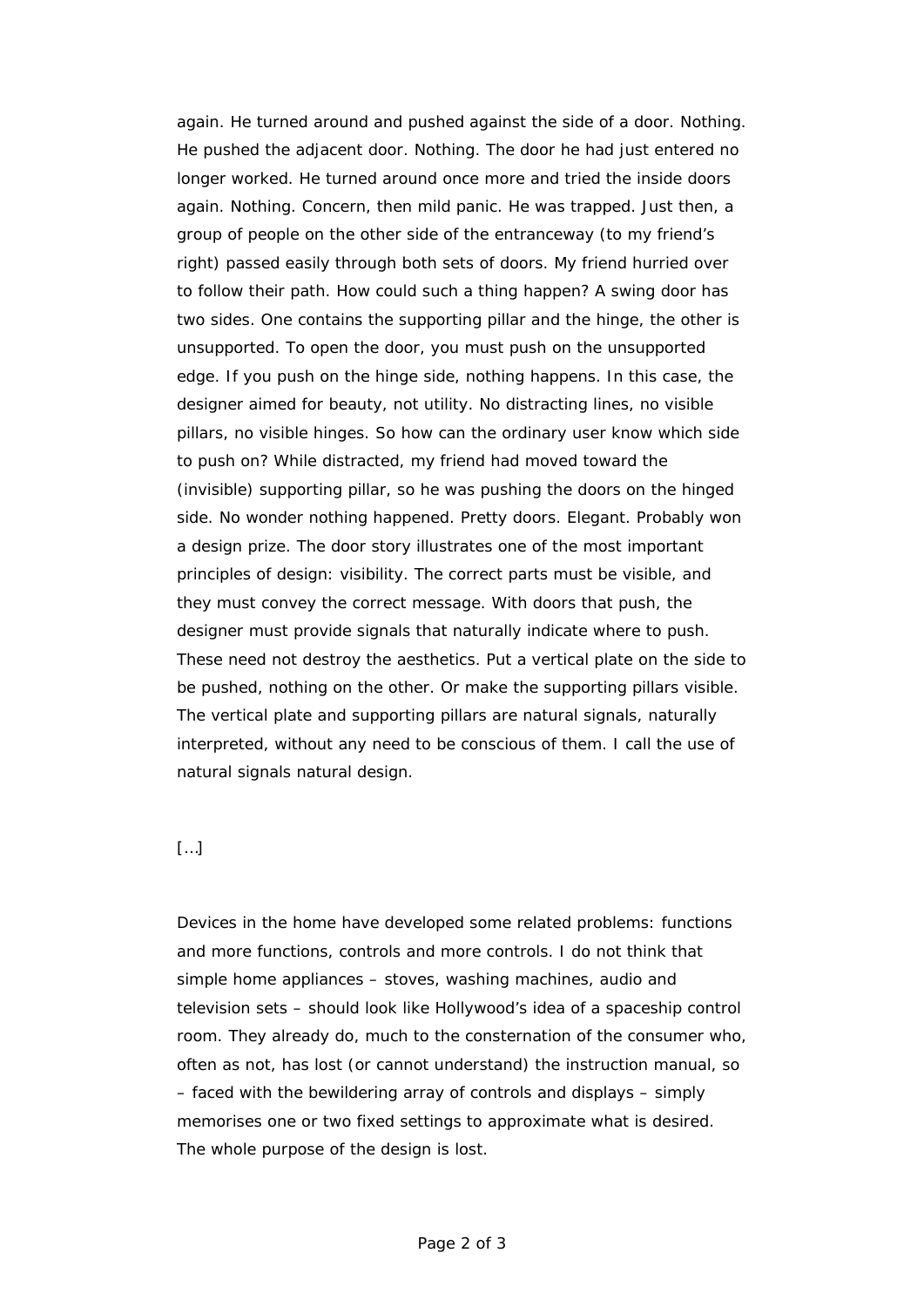again. He turned around and pushed against the side of a door. Nothing. He pushed the adjacent door. Nothing. The door he had just entered no longer worked. He turned around once more and tried the inside doors again. Nothing. Concern, then mild panic. He was trapped. Just then, a group of people on the other side of the entranceway (to my friend's right) passed easily through both sets of doors. My friend hurried over to follow their path. How could such a thing happen? A swing door has two sides. One contains the supporting pillar and the hinge, the other is unsupported. To open the door, you must push on the unsupported edge. If you push on the hinge side, nothing happens. In this case, the designer aimed for beauty, not utility. No distracting lines, no visible pillars, no visible hinges. So how can the ordinary user know which side to push on? While distracted, my friend had moved toward the (invisible) supporting pillar, so he was pushing the doors on the hinged side. No wonder nothing happened. Pretty doors. Elegant. Probably won a design prize. The door story illustrates one of the most important principles of design: visibility. The correct parts must be visible, and they must convey the correct message. With doors that push, the designer must provide signals that naturally indicate where to push. These need not destroy the aesthetics. Put a vertical plate on the side to be pushed, nothing on the other. Or make the supporting pillars visible. The vertical plate and supporting pillars are natural signals, naturally interpreted, without any need to be conscious of them. I call the use of natural signals natural design.

[…]

Devices in the home have developed some related problems: functions and more functions, controls and more controls. I do not think that simple home appliances – stoves, washing machines, audio and television sets – should look like Hollywood's idea of a spaceship control room. They already do, much to the consternation of the consumer who, often as not, has lost (or cannot understand) the instruction manual, so – faced with the bewildering array of controls and displays – simply memorises one or two fixed settings to approximate what is desired. The whole purpose of the design is lost.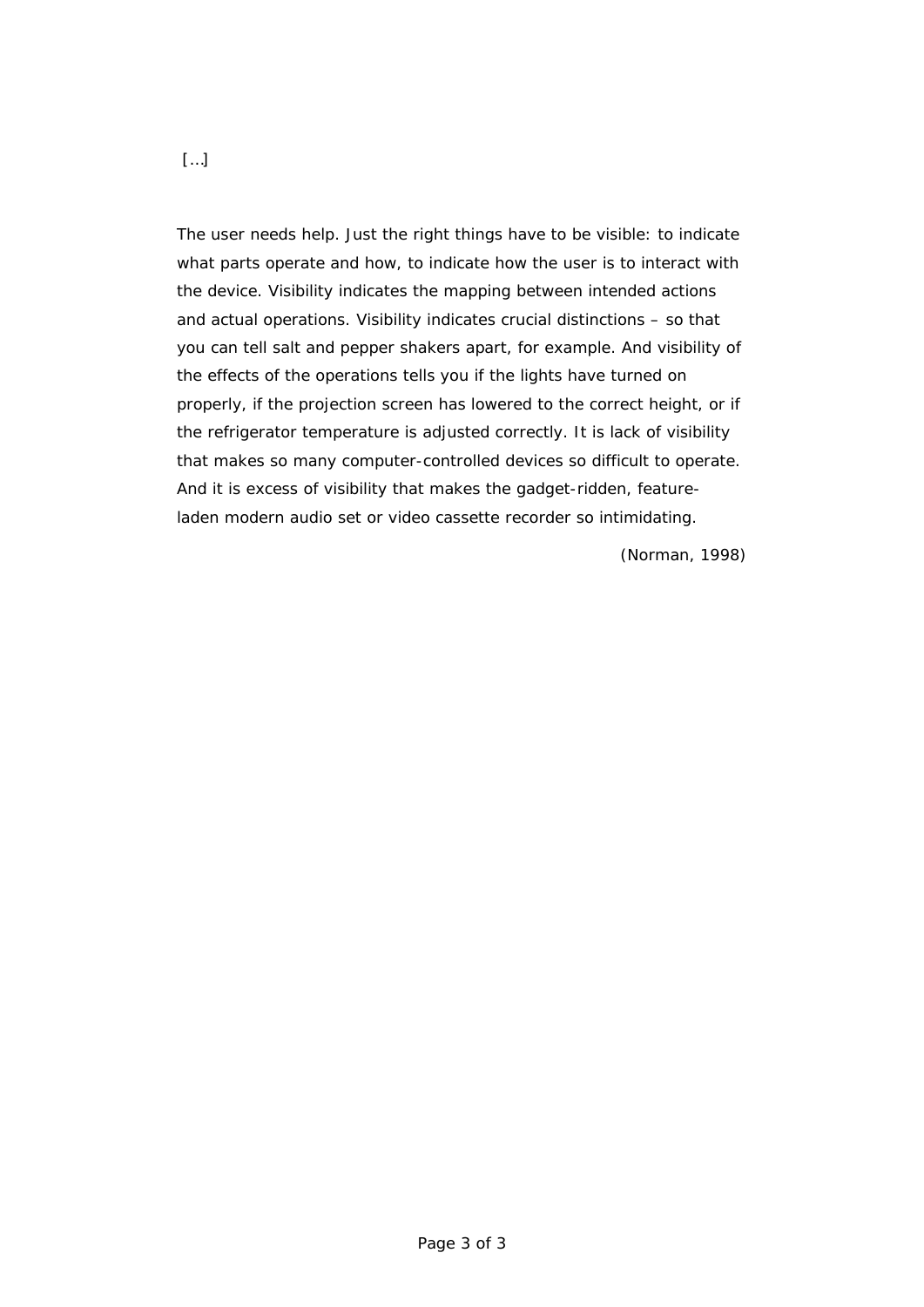[...]

The user needs help. Just the right things have to be visible: to indicate what parts operate and how, to indicate how the user is to interact with the device. Visibility indicates the mapping between intended actions and actual operations. Visibility indicates crucial distinctions – so that you can tell salt and pepper shakers apart, for example. And visibility of the effects of the operations tells you if the lights have turned on properly, if the projection screen has lowered to the correct height, or if the refrigerator temperature is adjusted correctly. It is lack of visibility that makes so many computer-controlled devices so difficult to operate. And it is excess of visibility that makes the gadget-ridden, feature-laden modern audio set or video cassette recorder so intimidating.

(Norman, 1998)